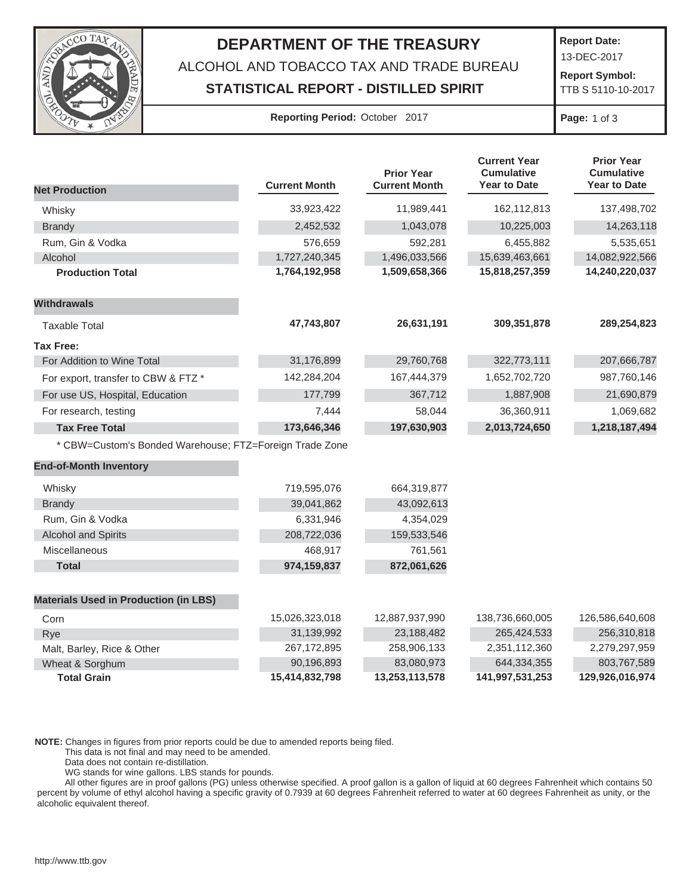# DEPARTMENT OF THE TREASURY

ALCOHOL AND TOBACCO TAX AND TRADE BUREAU

**STATISTICAL REPORT - DISTILLED SPIRIT**

**Report Date:** 13-DEC-2017

**Report Symbol:** TTB S 5110-10-2017

**Reporting Period:** October 2017

| | Current Month | Prior Year Current Month | Current Year Cumulative Year to Date | Prior Year Cumulative Year to Date |
|---|---|---|---|---|
| **Net Production** | | | | |
| Whisky | 33,923,422 | 11,989,441 | 162,112,813 | 137,498,702 |
| Brandy | 2,452,532 | 1,043,078 | 10,225,003 | 14,263,118 |
| Rum, Gin & Vodka | 576,659 | 592,281 | 6,455,882 | 5,535,651 |
| Alcohol | 1,727,240,345 | 1,496,033,566 | 15,639,463,661 | 14,082,922,566 |
| **Production Total** | **1,764,192,958** | **1,509,658,366** | **15,818,257,359** | **14,240,220,037** |
| **Withdrawals** | | | | |
| Taxable Total | **47,743,807** | **26,631,191** | **309,351,878** | **289,254,823** |
| **Tax Free:** | | | | |
| For Addition to Wine Total | 31,176,899 | 29,760,768 | 322,773,111 | 207,666,787 |
| For export, transfer to CBW & FTZ * | 142,284,204 | 167,444,379 | 1,652,702,720 | 987,760,146 |
| For use US, Hospital, Education | 177,799 | 367,712 | 1,887,908 | 21,690,879 |
| For research, testing | 7,444 | 58,044 | 36,360,911 | 1,069,682 |
| **Tax Free Total** | **173,646,346** | **197,630,903** | **2,013,724,650** | **1,218,187,494** |

* CBW=Custom's Bonded Warehouse; FTZ=Foreign Trade Zone

| **End-of-Month Inventory** | Current Month | Prior Year Current Month |
|---|---|---|
| Whisky | 719,595,076 | 664,319,877 |
| Brandy | 39,041,862 | 43,092,613 |
| Rum, Gin & Vodka | 6,331,946 | 4,354,029 |
| Alcohol and Spirits | 208,722,036 | 159,533,546 |
| Miscellaneous | 468,917 | 761,561 |
| **Total** | **974,159,837** | **872,061,626** |

| **Materials Used in Production (in LBS)** | Current Month | Prior Year Current Month | Current Year Cumulative Year to Date | Prior Year Cumulative Year to Date |
|---|---|---|---|---|
| Corn | 15,026,323,018 | 12,887,937,990 | 138,736,660,005 | 126,586,640,608 |
| Rye | 31,139,992 | 23,188,482 | 265,424,533 | 256,310,818 |
| Malt, Barley, Rice & Other | 267,172,895 | 258,906,133 | 2,351,112,360 | 2,279,297,959 |
| Wheat & Sorghum | 90,196,893 | 83,080,973 | 644,334,355 | 803,767,589 |
| **Total Grain** | **15,414,832,798** | **13,253,113,578** | **141,997,531,253** | **129,926,016,974** |

**NOTE:** Changes in figures from prior reports could be due to amended reports being filed.
This data is not final and may need to be amended.
Data does not contain re-distillation.
WG stands for wine gallons. LBS stands for pounds.
All other figures are in proof gallons (PG) unless otherwise specified. A proof gallon is a gallon of liquid at 60 degrees Fahrenheit which contains 50 percent by volume of ethyl alcohol having a specific gravity of 0.7939 at 60 degrees Fahrenheit referred to water at 60 degrees Fahrenheit as unity, or the alcoholic equivalent thereof.

http://www.ttb.gov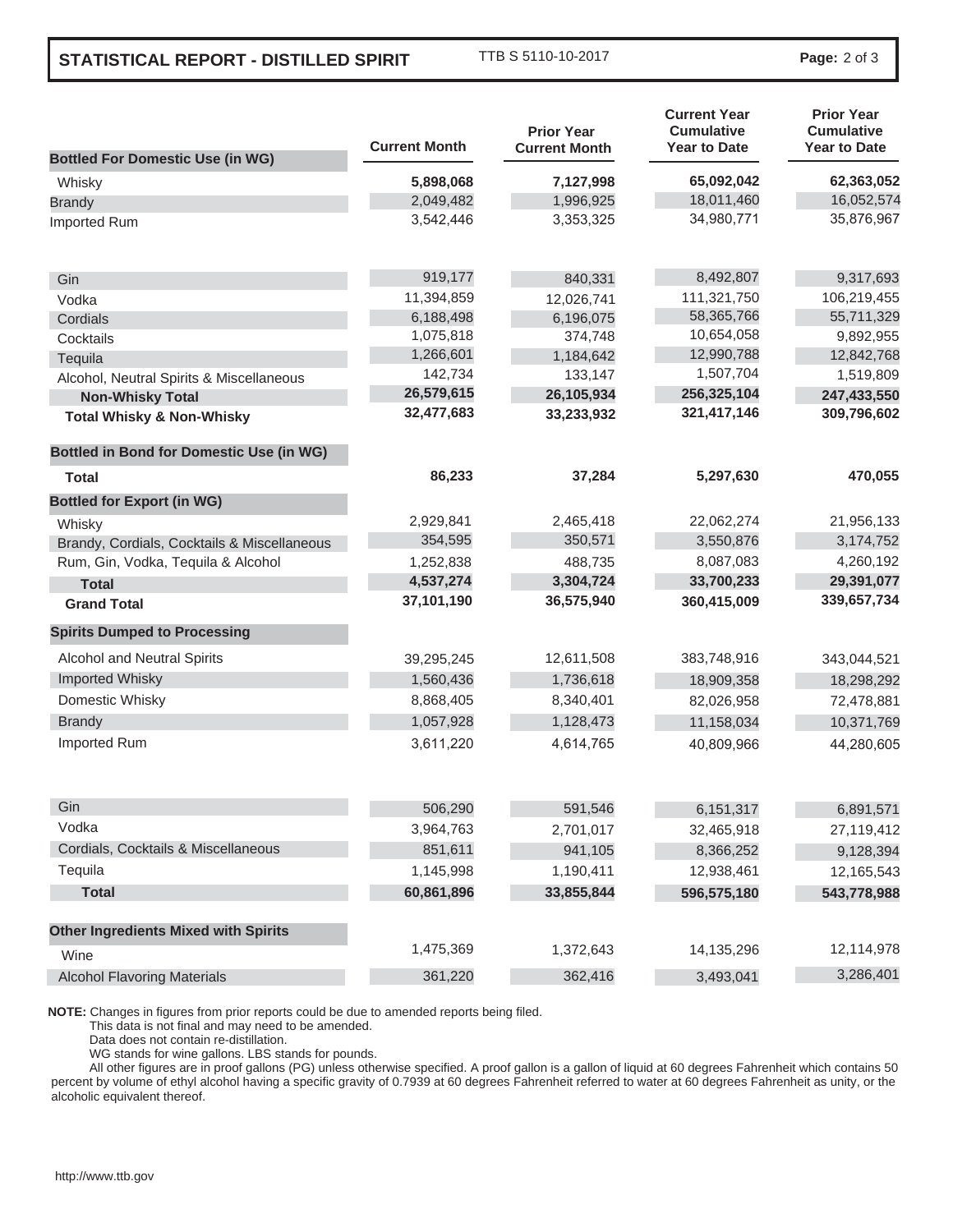## STATISTICAL REPORT - DISTILLED SPIRIT

TTB S 5110-10-2017

| Bottled For Domestic Use (in WG) | Current Month | Prior Year Current Month | Current Year Cumulative Year to Date | Prior Year Cumulative Year to Date |
|---|---|---|---|---|
| Whisky | **5,898,068** | **7,127,998** | **65,092,042** | **62,363,052** |
| Brandy | 2,049,482 | 1,996,925 | 18,011,460 | 16,052,574 |
| Imported Rum | 3,542,446 | 3,353,325 | 34,980,771 | 35,876,967 |
| Gin | 919,177 | 840,331 | 8,492,807 | 9,317,693 |
| Vodka | 11,394,859 | 12,026,741 | 111,321,750 | 106,219,455 |
| Cordials | 6,188,498 | 6,196,075 | 58,365,766 | 55,711,329 |
| Cocktails | 1,075,818 | 374,748 | 10,654,058 | 9,892,955 |
| Tequila | 1,266,601 | 1,184,642 | 12,990,788 | 12,842,768 |
| Alcohol, Neutral Spirits & Miscellaneous | 142,734 | 133,147 | 1,507,704 | 1,519,809 |
| **Non-Whisky Total** | **26,579,615** | **26,105,934** | **256,325,104** | **247,433,550** |
| **Total Whisky & Non-Whisky** | **32,477,683** | **33,233,932** | **321,417,146** | **309,796,602** |
| **Bottled in Bond for Domestic Use (in WG)** | | | | |
| **Total** | **86,233** | **37,284** | **5,297,630** | **470,055** |
| **Bottled for Export (in WG)** | | | | |
| Whisky | 2,929,841 | 2,465,418 | 22,062,274 | 21,956,133 |
| Brandy, Cordials, Cocktails & Miscellaneous | 354,595 | 350,571 | 3,550,876 | 3,174,752 |
| Rum, Gin, Vodka, Tequila & Alcohol | 1,252,838 | 488,735 | 8,087,083 | 4,260,192 |
| **Total** | **4,537,274** | **3,304,724** | **33,700,233** | **29,391,077** |
| **Grand Total** | **37,101,190** | **36,575,940** | **360,415,009** | **339,657,734** |
| **Spirits Dumped to Processing** | | | | |
| Alcohol and Neutral Spirits | 39,295,245 | 12,611,508 | 383,748,916 | 343,044,521 |
| Imported Whisky | 1,560,436 | 1,736,618 | 18,909,358 | 18,298,292 |
| Domestic Whisky | 8,868,405 | 8,340,401 | 82,026,958 | 72,478,881 |
| Brandy | 1,057,928 | 1,128,473 | 11,158,034 | 10,371,769 |
| Imported Rum | 3,611,220 | 4,614,765 | 40,809,966 | 44,280,605 |
| Gin | 506,290 | 591,546 | 6,151,317 | 6,891,571 |
| Vodka | 3,964,763 | 2,701,017 | 32,465,918 | 27,119,412 |
| Cordials, Cocktails & Miscellaneous | 851,611 | 941,105 | 8,366,252 | 9,128,394 |
| Tequila | 1,145,998 | 1,190,411 | 12,938,461 | 12,165,543 |
| **Total** | **60,861,896** | **33,855,844** | **596,575,180** | **543,778,988** |
| **Other Ingredients Mixed with Spirits** | | | | |
| Wine | 1,475,369 | 1,372,643 | 14,135,296 | 12,114,978 |
| Alcohol Flavoring Materials | 361,220 | 362,416 | 3,493,041 | 3,286,401 |

**NOTE:** Changes in figures from prior reports could be due to amended reports being filed.
This data is not final and may need to be amended.
Data does not contain re-distillation.
WG stands for wine gallons. LBS stands for pounds.
All other figures are in proof gallons (PG) unless otherwise specified. A proof gallon is a gallon of liquid at 60 degrees Fahrenheit which contains 50 percent by volume of ethyl alcohol having a specific gravity of 0.7939 at 60 degrees Fahrenheit referred to water at 60 degrees Fahrenheit as unity, or the alcoholic equivalent thereof.

http://www.ttb.gov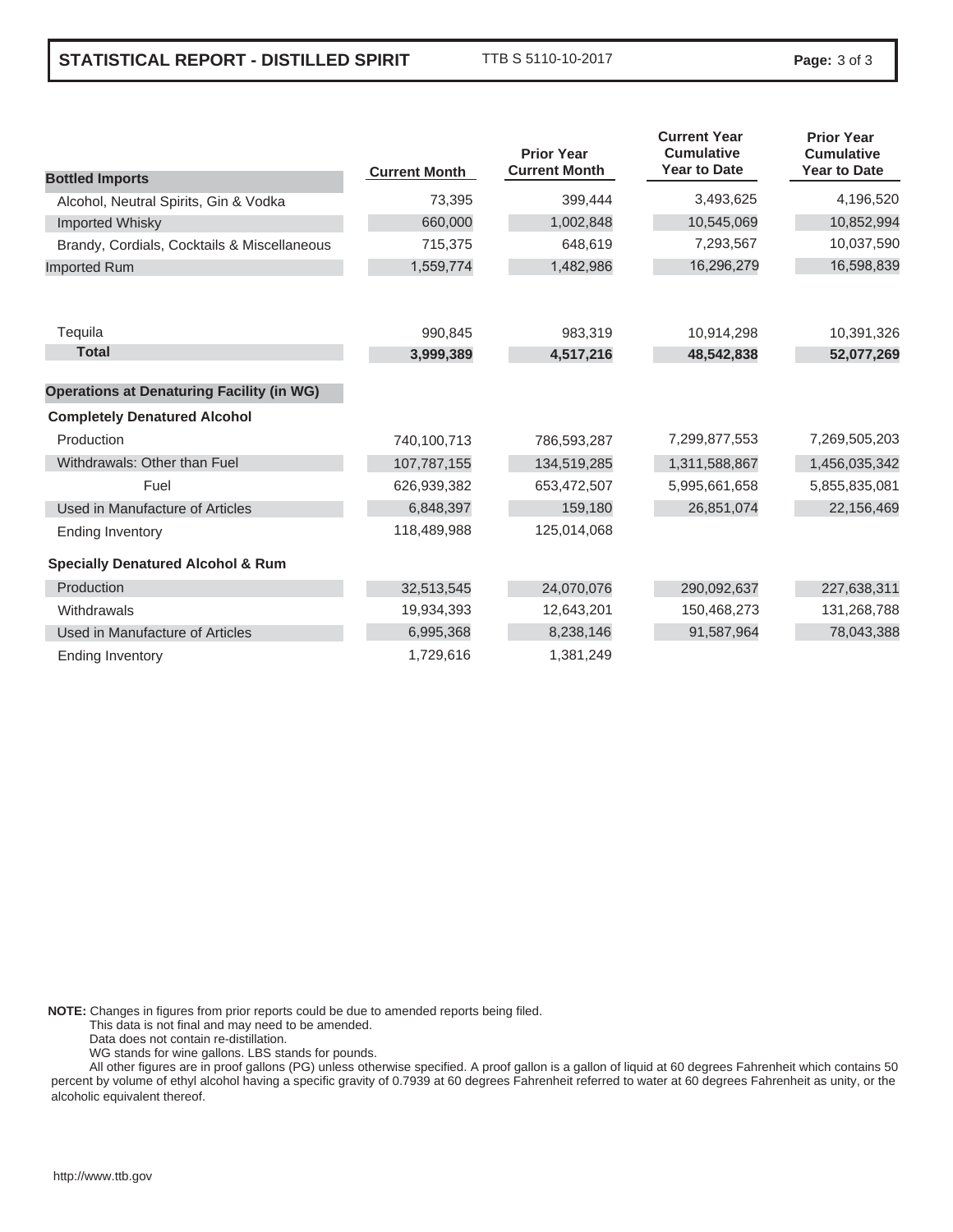# STATISTICAL REPORT - DISTILLED SPIRIT

TTB S 5110-10-2017

| Bottled Imports | Current Month | Prior Year Current Month | Current Year Cumulative Year to Date | Prior Year Cumulative Year to Date |
|---|---|---|---|---|
| Alcohol, Neutral Spirits, Gin & Vodka | 73,395 | 399,444 | 3,493,625 | 4,196,520 |
| Imported Whisky | 660,000 | 1,002,848 | 10,545,069 | 10,852,994 |
| Brandy, Cordials, Cocktails & Miscellaneous | 715,375 | 648,619 | 7,293,567 | 10,037,590 |
| Imported Rum | 1,559,774 | 1,482,986 | 16,296,279 | 16,598,839 |
| Tequila | 990,845 | 983,319 | 10,914,298 | 10,391,326 |
| **Total** | **3,999,389** | **4,517,216** | **48,542,838** | **52,077,269** |
| **Operations at Denaturing Facility (in WG)** | | | | |
| **Completely Denatured Alcohol** | | | | |
| Production | 740,100,713 | 786,593,287 | 7,299,877,553 | 7,269,505,203 |
| Withdrawals: Other than Fuel | 107,787,155 | 134,519,285 | 1,311,588,867 | 1,456,035,342 |
| Fuel | 626,939,382 | 653,472,507 | 5,995,661,658 | 5,855,835,081 |
| Used in Manufacture of Articles | 6,848,397 | 159,180 | 26,851,074 | 22,156,469 |
| Ending Inventory | 118,489,988 | 125,014,068 | | |
| **Specially Denatured Alcohol & Rum** | | | | |
| Production | 32,513,545 | 24,070,076 | 290,092,637 | 227,638,311 |
| Withdrawals | 19,934,393 | 12,643,201 | 150,468,273 | 131,268,788 |
| Used in Manufacture of Articles | 6,995,368 | 8,238,146 | 91,587,964 | 78,043,388 |
| Ending Inventory | 1,729,616 | 1,381,249 | | |

**NOTE:** Changes in figures from prior reports could be due to amended reports being filed.
This data is not final and may need to be amended.
Data does not contain re-distillation.
WG stands for wine gallons. LBS stands for pounds.
All other figures are in proof gallons (PG) unless otherwise specified. A proof gallon is a gallon of liquid at 60 degrees Fahrenheit which contains 50 percent by volume of ethyl alcohol having a specific gravity of 0.7939 at 60 degrees Fahrenheit referred to water at 60 degrees Fahrenheit as unity, or the alcoholic equivalent thereof.

http://www.ttb.gov